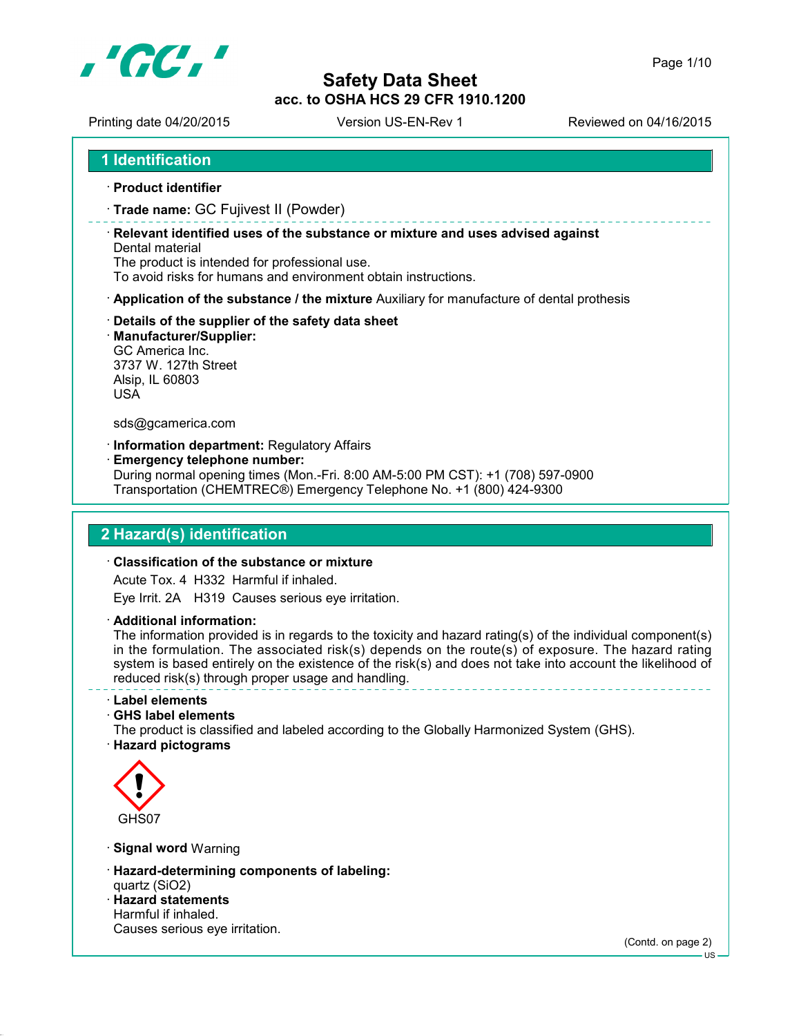# Safety Data Sheet
### acc. to OSHA HCS 29 CFR 1910.1200

Printing date 04/20/2015 Version US-EN-Rev 1 Reviewed on 04/16/2015

## 1 Identification

· **Product identifier**

· **Trade name:** GC Fujivest II (Powder)

· **Relevant identified uses of the substance or mixture and uses advised against**
Dental material
The product is intended for professional use.
To avoid risks for humans and environment obtain instructions.

· **Application of the substance / the mixture** Auxiliary for manufacture of dental prothesis

· **Details of the supplier of the safety data sheet**
· **Manufacturer/Supplier:**
GC America Inc.
3737 W. 127th Street
Alsip, IL 60803
USA

sds@gcamerica.com

· **Information department:** Regulatory Affairs
· **Emergency telephone number:**
During normal opening times (Mon.-Fri. 8:00 AM-5:00 PM CST): +1 (708) 597-0900
Transportation (CHEMTREC®) Emergency Telephone No. +1 (800) 424-9300

## 2 Hazard(s) identification

· **Classification of the substance or mixture**
Acute Tox. 4 H332 Harmful if inhaled.
Eye Irrit. 2A H319 Causes serious eye irritation.

· **Additional information:**
The information provided is in regards to the toxicity and hazard rating(s) of the individual component(s) in the formulation. The associated risk(s) depends on the route(s) of exposure. The hazard rating system is based entirely on the existence of the risk(s) and does not take into account the likelihood of reduced risk(s) through proper usage and handling.

· **Label elements**
· **GHS label elements**
The product is classified and labeled according to the Globally Harmonized System (GHS).
· **Hazard pictograms**

GHS07

· **Signal word** Warning

· **Hazard-determining components of labeling:**
quartz ($SiO_2$)
· **Hazard statements**
Harmful if inhaled.
Causes serious eye irritation.

(Contd. on page 2)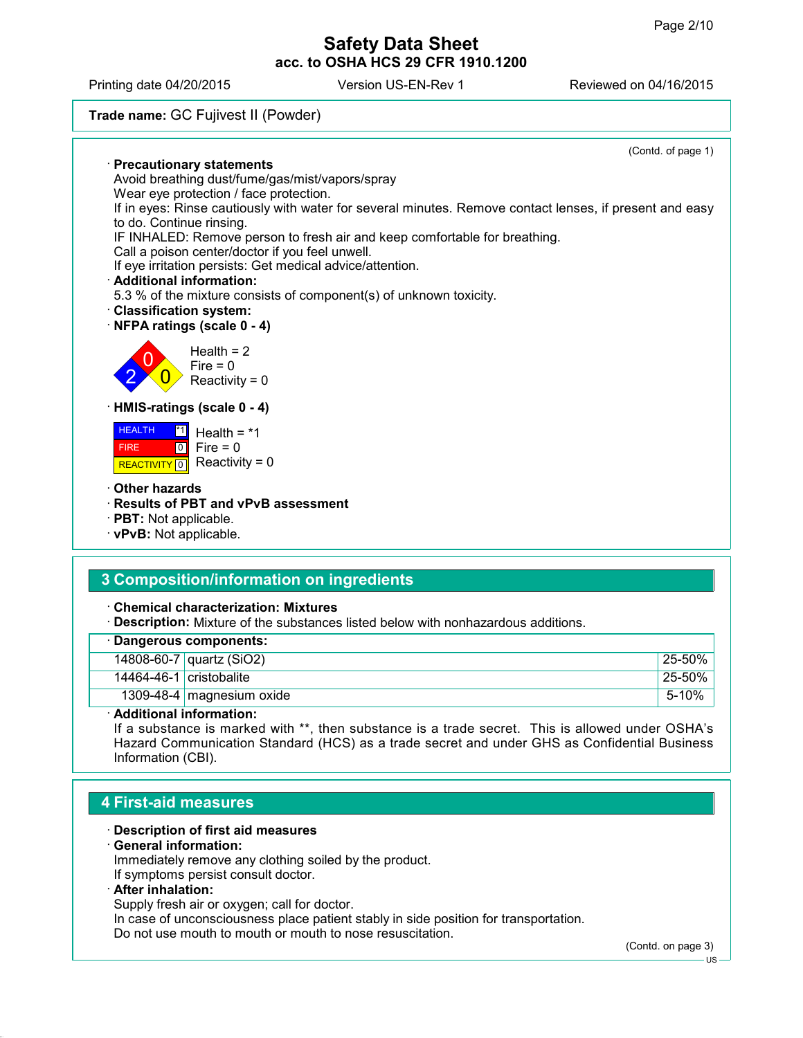Trade name: GC Fujivest II (Powder)

(Contd. of page 1)

· **Precautionary statements**
Avoid breathing dust/fume/gas/mist/vapors/spray
Wear eye protection / face protection.
If in eyes: Rinse cautiously with water for several minutes. Remove contact lenses, if present and easy to do. Continue rinsing.
IF INHALED: Remove person to fresh air and keep comfortable for breathing.
Call a poison center/doctor if you feel unwell.
If eye irritation persists: Get medical advice/attention.

· **Additional information:**
5.3 % of the mixture consists of component(s) of unknown toxicity.

· **Classification system:**

· **NFPA ratings (scale 0 - 4)**

Health = 2
Fire = 0
Reactivity = 0

· **HMIS-ratings (scale 0 - 4)**

| | |
|---|---|
| HEALTH | *1 |
| FIRE | 0 |
| REACTIVITY | 0 |

Health = *1
Fire = 0
Reactivity = 0

· **Other hazards**
· **Results of PBT and vPvB assessment**
· **PBT:** Not applicable.
· **vPvB:** Not applicable.

## 3 Composition/information on ingredients

· **Chemical characterization: Mixtures**
· **Description:** Mixture of the substances listed below with nonhazardous additions.

· **Dangerous components:**

| | | |
|---|---|---|
| 14808-60-7 | quartz ($SiO_2$) | 25-50% |
| 14464-46-1 | cristobalite | 25-50% |
| 1309-48-4 | magnesium oxide | 5-10% |

· **Additional information:**
If a substance is marked with **, then substance is a trade secret. This is allowed under OSHA's Hazard Communication Standard (HCS) as a trade secret and under GHS as Confidential Business Information (CBI).

## 4 First-aid measures

· **Description of first aid measures**
· **General information:**
Immediately remove any clothing soiled by the product.
If symptoms persist consult doctor.
· **After inhalation:**
Supply fresh air or oxygen; call for doctor.
In case of unconsciousness place patient stably in side position for transportation.
Do not use mouth to mouth or mouth to nose resuscitation.

(Contd. on page 3)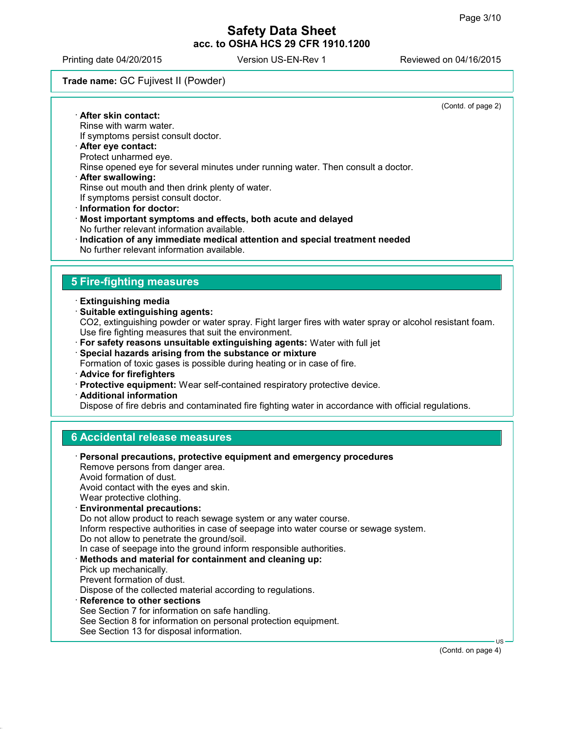(Contd. of page 2)

· **After skin contact:**
Rinse with warm water.
If symptoms persist consult doctor.
· **After eye contact:**
Protect unharmed eye.
Rinse opened eye for several minutes under running water. Then consult a doctor.
· **After swallowing:**
Rinse out mouth and then drink plenty of water.
If symptoms persist consult doctor.
· **Information for doctor:**
· **Most important symptoms and effects, both acute and delayed**
No further relevant information available.
· **Indication of any immediate medical attention and special treatment needed**
No further relevant information available.

## 5 Fire-fighting measures

· **Extinguishing media**
· **Suitable extinguishing agents:**
$CO_2$, extinguishing powder or water spray. Fight larger fires with water spray or alcohol resistant foam.
Use fire fighting measures that suit the environment.
· **For safety reasons unsuitable extinguishing agents:** Water with full jet
· **Special hazards arising from the substance or mixture**
Formation of toxic gases is possible during heating or in case of fire.
· **Advice for firefighters**
· **Protective equipment:** Wear self-contained respiratory protective device.
· **Additional information**
Dispose of fire debris and contaminated fire fighting water in accordance with official regulations.

## 6 Accidental release measures

· **Personal precautions, protective equipment and emergency procedures**
Remove persons from danger area.
Avoid formation of dust.
Avoid contact with the eyes and skin.
Wear protective clothing.
· **Environmental precautions:**
Do not allow product to reach sewage system or any water course.
Inform respective authorities in case of seepage into water course or sewage system.
Do not allow to penetrate the ground/soil.
In case of seepage into the ground inform responsible authorities.
· **Methods and material for containment and cleaning up:**
Pick up mechanically.
Prevent formation of dust.
Dispose of the collected material according to regulations.
· **Reference to other sections**
See Section 7 for information on safe handling.
See Section 8 for information on personal protection equipment.
See Section 13 for disposal information.

(Contd. on page 4)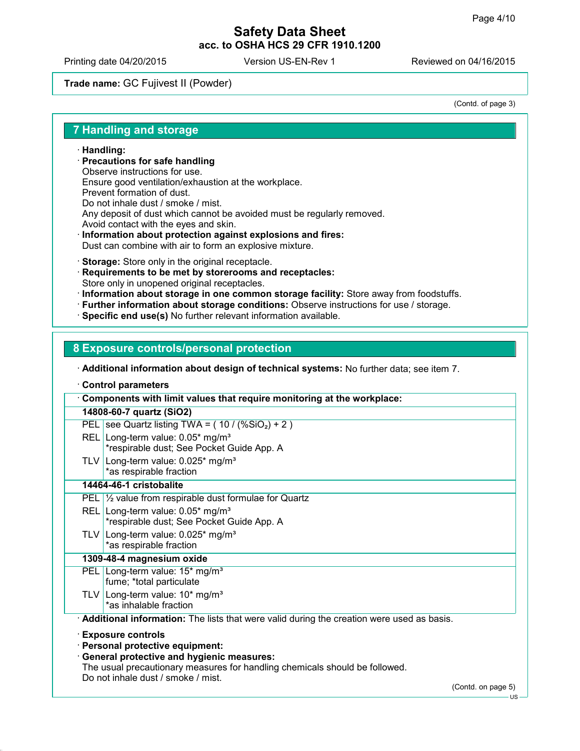Trade name: GC Fujivest II (Powder)

(Contd. of page 3)

## 7 Handling and storage

· **Handling:**
· **Precautions for safe handling**
Observe instructions for use.
Ensure good ventilation/exhaustion at the workplace.
Prevent formation of dust.
Do not inhale dust / smoke / mist.
Any deposit of dust which cannot be avoided must be regularly removed.
Avoid contact with the eyes and skin.
· **Information about protection against explosions and fires:**
Dust can combine with air to form an explosive mixture.

· **Storage:** Store only in the original receptacle.
· **Requirements to be met by storerooms and receptacles:**
Store only in unopened original receptacles.
· **Information about storage in one common storage facility:** Store away from foodstuffs.
· **Further information about storage conditions:** Observe instructions for use / storage.
· **Specific end use(s)** No further relevant information available.

## 8 Exposure controls/personal protection

· **Additional information about design of technical systems:** No further data; see item 7.

· **Control parameters**

| · Components with limit values that require monitoring at the workplace: | |
|---|---|
| **14808-60-7 quartz (SiO2)** | |
| PEL | see Quartz listing TWA = ( 10 / (%$SiO_2$) + 2 ) |
| REL | Long-term value: 0.05* mg/m³<br>*respirable dust; See Pocket Guide App. A |
| TLV | Long-term value: 0.025* mg/m³<br>*as respirable fraction |
| **14464-46-1 cristobalite** | |
| PEL | ½ value from respirable dust formulae for Quartz |
| REL | Long-term value: 0.05* mg/m³<br>*respirable dust; See Pocket Guide App. A |
| TLV | Long-term value: 0.025* mg/m³<br>*as respirable fraction |
| **1309-48-4 magnesium oxide** | |
| PEL | Long-term value: 15* mg/m³<br>fume; *total particulate |
| TLV | Long-term value: 10* mg/m³<br>*as inhalable fraction |

· **Additional information:** The lists that were valid during the creation were used as basis.

· **Exposure controls**
· **Personal protective equipment:**
· **General protective and hygienic measures:**
The usual precautionary measures for handling chemicals should be followed.
Do not inhale dust / smoke / mist.

(Contd. on page 5)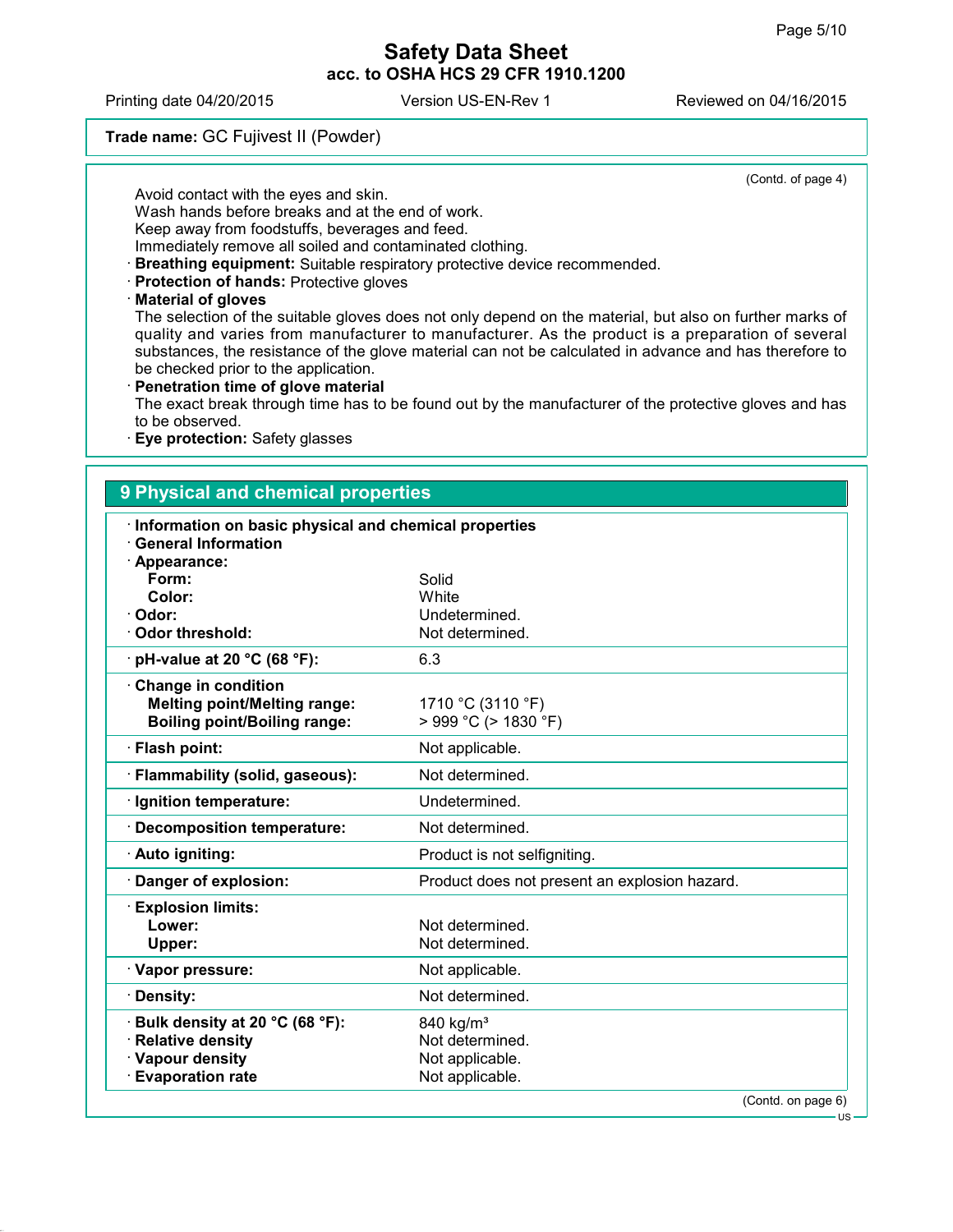**Trade name:** GC Fujivest II (Powder)

(Contd. of page 4)

Avoid contact with the eyes and skin.
Wash hands before breaks and at the end of work.
Keep away from foodstuffs, beverages and feed.
Immediately remove all soiled and contaminated clothing.

· **Breathing equipment:** Suitable respiratory protective device recommended.
· **Protection of hands:** Protective gloves
· **Material of gloves**
The selection of the suitable gloves does not only depend on the material, but also on further marks of quality and varies from manufacturer to manufacturer. As the product is a preparation of several substances, the resistance of the glove material can not be calculated in advance and has therefore to be checked prior to the application.
· **Penetration time of glove material**
The exact break through time has to be found out by the manufacturer of the protective gloves and has to be observed.
· **Eye protection:** Safety glasses

## 9 Physical and chemical properties

· **Information on basic physical and chemical properties**
· **General Information**
· **Appearance:**

| | |
|---|---|
| **Form:** | Solid |
| **Color:** | White |
| · **Odor:** | Undetermined. |
| · **Odor threshold:** | Not determined. |
| · **pH-value at 20 °C (68 °F):** | 6.3 |
| · **Change in condition** | |
| **Melting point/Melting range:** | 1710 °C (3110 °F) |
| **Boiling point/Boiling range:** | > 999 °C (> 1830 °F) |
| · **Flash point:** | Not applicable. |
| · **Flammability (solid, gaseous):** | Not determined. |
| · **Ignition temperature:** | Undetermined. |
| · **Decomposition temperature:** | Not determined. |
| · **Auto igniting:** | Product is not selfigniting. |
| · **Danger of explosion:** | Product does not present an explosion hazard. |
| · **Explosion limits:** | |
| **Lower:** | Not determined. |
| **Upper:** | Not determined. |
| · **Vapor pressure:** | Not applicable. |
| · **Density:** | Not determined. |
| · **Bulk density at 20 °C (68 °F):** | 840 kg/m³ |
| · **Relative density** | Not determined. |
| · **Vapour density** | Not applicable. |
| · **Evaporation rate** | Not applicable. |

(Contd. on page 6)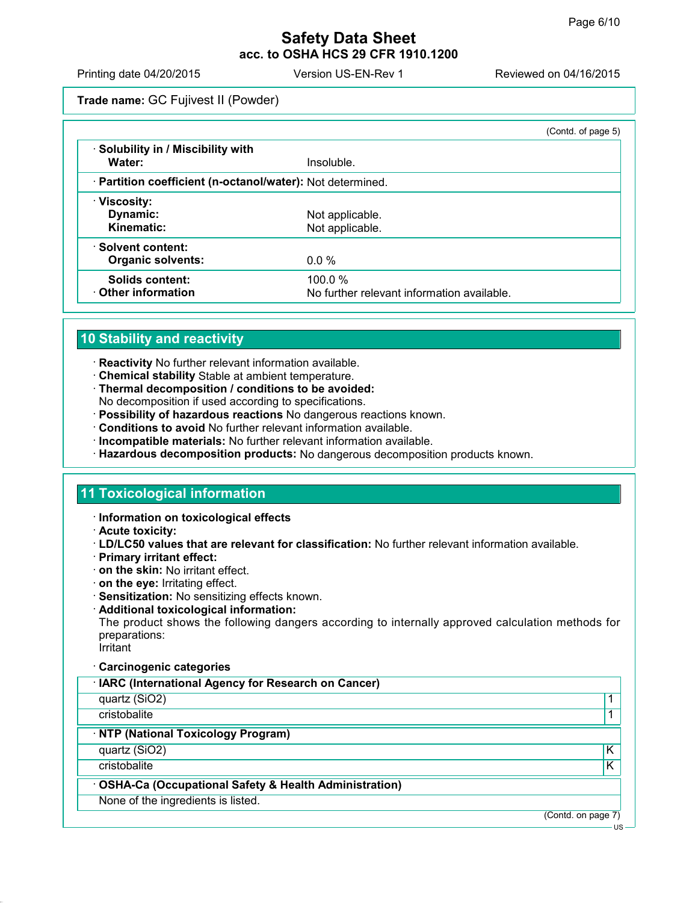**Trade name:** GC Fujivest II (Powder)

(Contd. of page 5)

| | |
|---|---|
| · **Solubility in / Miscibility with** | |
| **Water:** | Insoluble. |
| · **Partition coefficient (n-octanol/water):** | Not determined. |
| · **Viscosity:** | |
| **Dynamic:** | Not applicable. |
| **Kinematic:** | Not applicable. |
| · **Solvent content:** | |
| **Organic solvents:** | 0.0 % |
| **Solids content:** | 100.0 % |
| · **Other information** | No further relevant information available. |

## 10 Stability and reactivity

· **Reactivity** No further relevant information available.
· **Chemical stability** Stable at ambient temperature.
· **Thermal decomposition / conditions to be avoided:**
No decomposition if used according to specifications.
· **Possibility of hazardous reactions** No dangerous reactions known.
· **Conditions to avoid** No further relevant information available.
· **Incompatible materials:** No further relevant information available.
· **Hazardous decomposition products:** No dangerous decomposition products known.

## 11 Toxicological information

· **Information on toxicological effects**
· **Acute toxicity:**
· **LD/LC50 values that are relevant for classification:** No further relevant information available.
· **Primary irritant effect:**
· **on the skin:** No irritant effect.
· **on the eye:** Irritating effect.
· **Sensitization:** No sensitizing effects known.
· **Additional toxicological information:**
The product shows the following dangers according to internally approved calculation methods for preparations:
Irritant

· **Carcinogenic categories**

| · **IARC (International Agency for Research on Cancer)** | |
|---|---|
| quartz ($SiO_2$) | 1 |
| cristobalite | 1 |

| · **NTP (National Toxicology Program)** | |
|---|---|
| quartz ($SiO_2$) | K |
| cristobalite | K |

| · **OSHA-Ca (Occupational Safety & Health Administration)** |
|---|
| None of the ingredients is listed. |

(Contd. on page 7)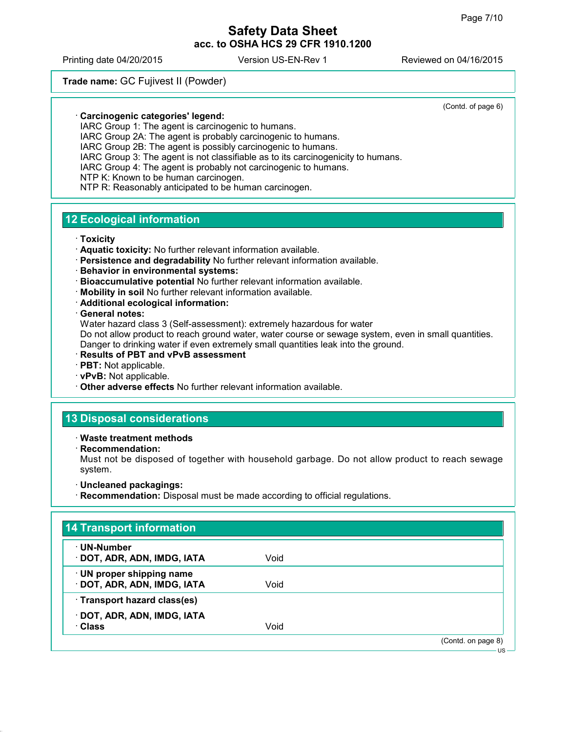Trade name: GC Fujivest II (Powder)

(Contd. of page 6)

· **Carcinogenic categories' legend:**
IARC Group 1: The agent is carcinogenic to humans.
IARC Group 2A: The agent is probably carcinogenic to humans.
IARC Group 2B: The agent is possibly carcinogenic to humans.
IARC Group 3: The agent is not classifiable as to its carcinogenicity to humans.
IARC Group 4: The agent is probably not carcinogenic to humans.
NTP K: Known to be human carcinogen.
NTP R: Reasonably anticipated to be human carcinogen.

## 12 Ecological information

· **Toxicity**
· **Aquatic toxicity:** No further relevant information available.
· **Persistence and degradability** No further relevant information available.
· **Behavior in environmental systems:**
· **Bioaccumulative potential** No further relevant information available.
· **Mobility in soil** No further relevant information available.
· **Additional ecological information:**
· **General notes:**
Water hazard class 3 (Self-assessment): extremely hazardous for water
Do not allow product to reach ground water, water course or sewage system, even in small quantities.
Danger to drinking water if even extremely small quantities leak into the ground.
· **Results of PBT and vPvB assessment**
· **PBT:** Not applicable.
· **vPvB:** Not applicable.
· **Other adverse effects** No further relevant information available.

## 13 Disposal considerations

· **Waste treatment methods**
· **Recommendation:**
Must not be disposed of together with household garbage. Do not allow product to reach sewage system.

· **Uncleaned packagings:**
· **Recommendation:** Disposal must be made according to official regulations.

## 14 Transport information

| | |
|---|---|
| · **UN-Number**<br>· **DOT, ADR, ADN, IMDG, IATA** | Void |
| · **UN proper shipping name**<br>· **DOT, ADR, ADN, IMDG, IATA** | Void |
| · **Transport hazard class(es)**<br>· **DOT, ADR, ADN, IMDG, IATA**<br>· **Class** | Void |

(Contd. on page 8)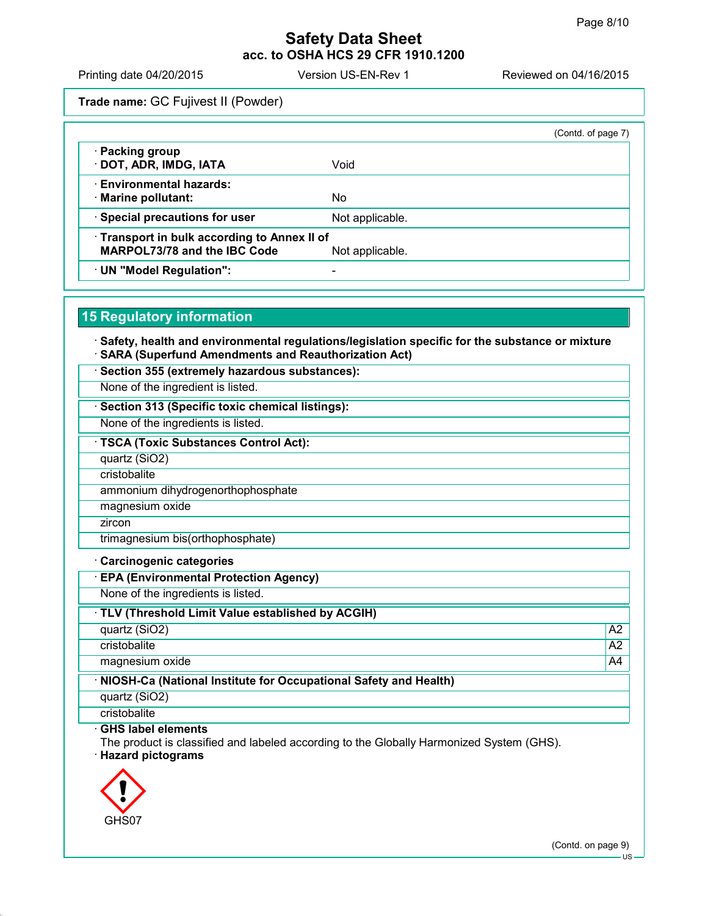**Safety Data Sheet**
**acc. to OSHA HCS 29 CFR 1910.1200**

Printing date 04/20/2015 | Version US-EN-Rev 1 | Reviewed on 04/16/2015

**Trade name:** GC Fujivest II (Powder)

(Contd. of page 7)

| | |
|---|---|
| · **Packing group**<br>· **DOT, ADR, IMDG, IATA** | Void |
| · **Environmental hazards:**<br>· **Marine pollutant:** | No |
| · **Special precautions for user** | Not applicable. |
| · **Transport in bulk according to Annex II of MARPOL73/78 and the IBC Code** | Not applicable. |
| · **UN "Model Regulation":** | - |

## 15 Regulatory information

· **Safety, health and environmental regulations/legislation specific for the substance or mixture**
· **SARA (Superfund Amendments and Reauthorization Act)**

· **Section 355 (extremely hazardous substances):**
None of the ingredient is listed.

· **Section 313 (Specific toxic chemical listings):**
None of the ingredients is listed.

· **TSCA (Toxic Substances Control Act):**

| |
|---|
| quartz ($SiO_2$) |
| cristobalite |
| ammonium dihydrogenorthophosphate |
| magnesium oxide |
| zircon |
| trimagnesium bis(orthophosphate) |

· **Carcinogenic categories**

· **EPA (Environmental Protection Agency)**
None of the ingredients is listed.

· **TLV (Threshold Limit Value established by ACGIH)**

| | |
|---|---|
| quartz ($SiO_2$) | A2 |
| cristobalite | A2 |
| magnesium oxide | A4 |

· **NIOSH-Ca (National Institute for Occupational Safety and Health)**

| |
|---|
| quartz ($SiO_2$) |
| cristobalite |

· **GHS label elements**
The product is classified and labeled according to the Globally Harmonized System (GHS).
· **Hazard pictograms**

GHS07

(Contd. on page 9)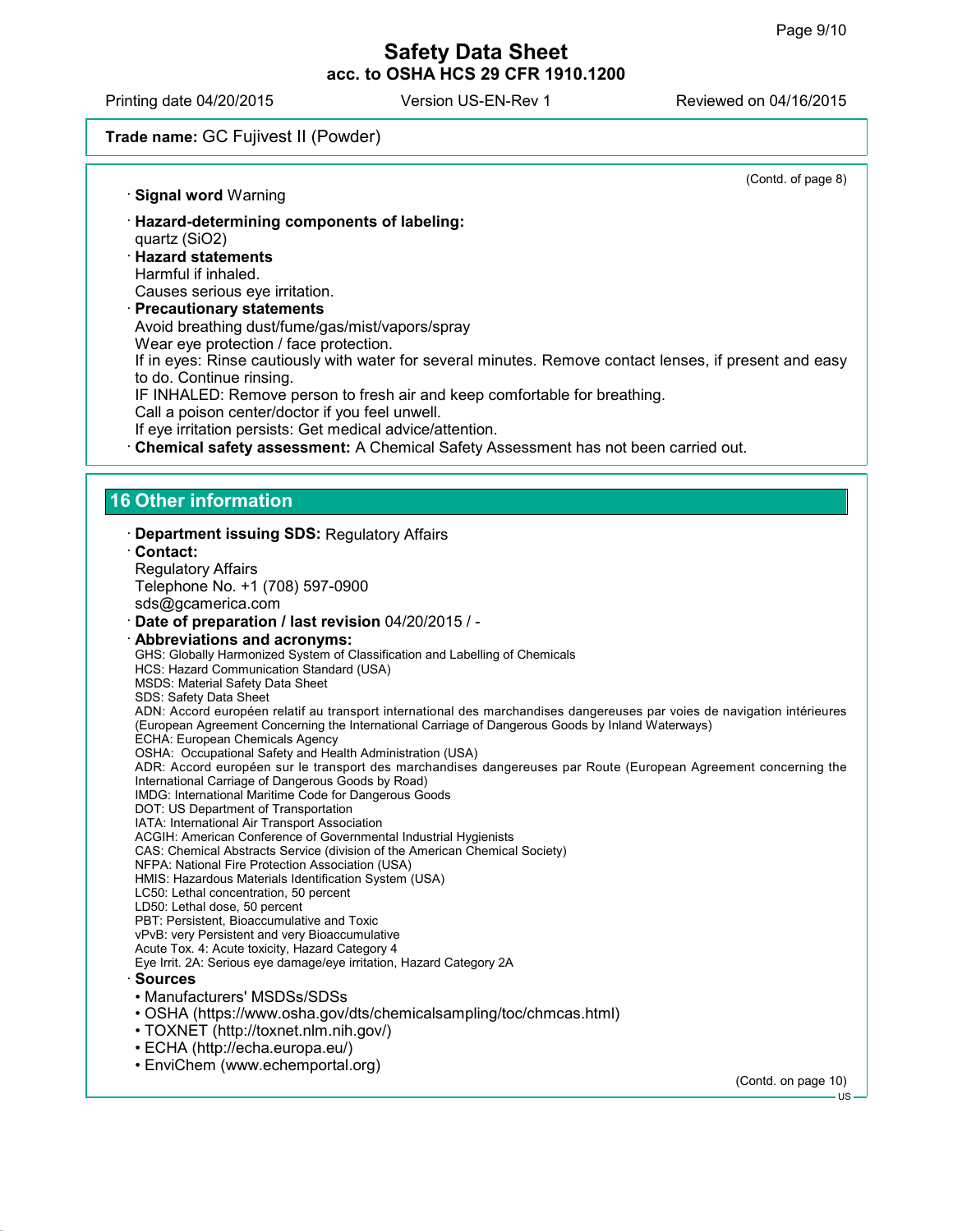(Contd. of page 8)

· **Signal word** Warning

· **Hazard-determining components of labeling:**
quartz ($SiO_2$)

· **Hazard statements**
Harmful if inhaled.
Causes serious eye irritation.

· **Precautionary statements**
Avoid breathing dust/fume/gas/mist/vapors/spray
Wear eye protection / face protection.
If in eyes: Rinse cautiously with water for several minutes. Remove contact lenses, if present and easy to do. Continue rinsing.
IF INHALED: Remove person to fresh air and keep comfortable for breathing.
Call a poison center/doctor if you feel unwell.
If eye irritation persists: Get medical advice/attention.

· **Chemical safety assessment:** A Chemical Safety Assessment has not been carried out.

## 16 Other information

· **Department issuing SDS:** Regulatory Affairs

· **Contact:**
Regulatory Affairs
Telephone No. +1 (708) 597-0900
sds@gcamerica.com

· **Date of preparation / last revision** 04/20/2015 / -

· **Abbreviations and acronyms:**
GHS: Globally Harmonized System of Classification and Labelling of Chemicals
HCS: Hazard Communication Standard (USA)
MSDS: Material Safety Data Sheet
SDS: Safety Data Sheet
ADN: Accord européen relatif au transport international des marchandises dangereuses par voies de navigation intérieures (European Agreement Concerning the International Carriage of Dangerous Goods by Inland Waterways)
ECHA: European Chemicals Agency
OSHA: Occupational Safety and Health Administration (USA)
ADR: Accord européen sur le transport des marchandises dangereuses par Route (European Agreement concerning the International Carriage of Dangerous Goods by Road)
IMDG: International Maritime Code for Dangerous Goods
DOT: US Department of Transportation
IATA: International Air Transport Association
ACGIH: American Conference of Governmental Industrial Hygienists
CAS: Chemical Abstracts Service (division of the American Chemical Society)
NFPA: National Fire Protection Association (USA)
HMIS: Hazardous Materials Identification System (USA)
LC50: Lethal concentration, 50 percent
LD50: Lethal dose, 50 percent
PBT: Persistent, Bioaccumulative and Toxic
vPvB: very Persistent and very Bioaccumulative
Acute Tox. 4: Acute toxicity, Hazard Category 4
Eye Irrit. 2A: Serious eye damage/eye irritation, Hazard Category 2A

· **Sources**
- Manufacturers' MSDSs/SDSs
- OSHA (https://www.osha.gov/dts/chemicalsampling/toc/chmcas.html)
- TOXNET (http://toxnet.nlm.nih.gov/)
- ECHA (http://echa.europa.eu/)
- EnviChem (www.echemportal.org)

(Contd. on page 10)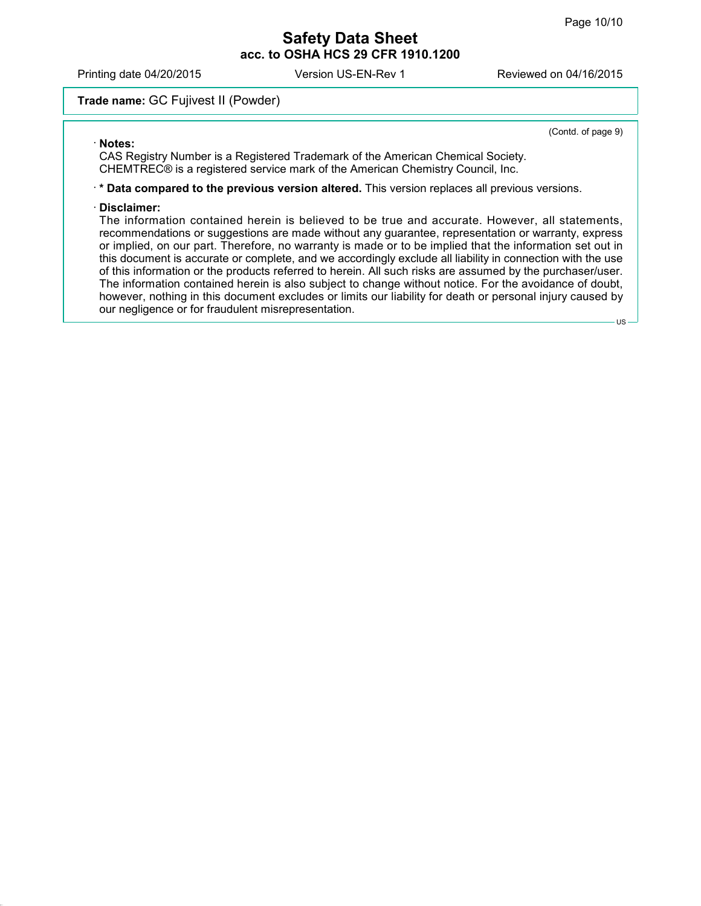· **Notes:**
CAS Registry Number is a Registered Trademark of the American Chemical Society.
CHEMTREC® is a registered service mark of the American Chemistry Council, Inc.

· *** Data compared to the previous version altered.** This version replaces all previous versions.

· **Disclaimer:**
The information contained herein is believed to be true and accurate. However, all statements, recommendations or suggestions are made without any guarantee, representation or warranty, express or implied, on our part. Therefore, no warranty is made or to be implied that the information set out in this document is accurate or complete, and we accordingly exclude all liability in connection with the use of this information or the products referred to herein. All such risks are assumed by the purchaser/user. The information contained herein is also subject to change without notice. For the avoidance of doubt, however, nothing in this document excludes or limits our liability for death or personal injury caused by our negligence or for fraudulent misrepresentation.